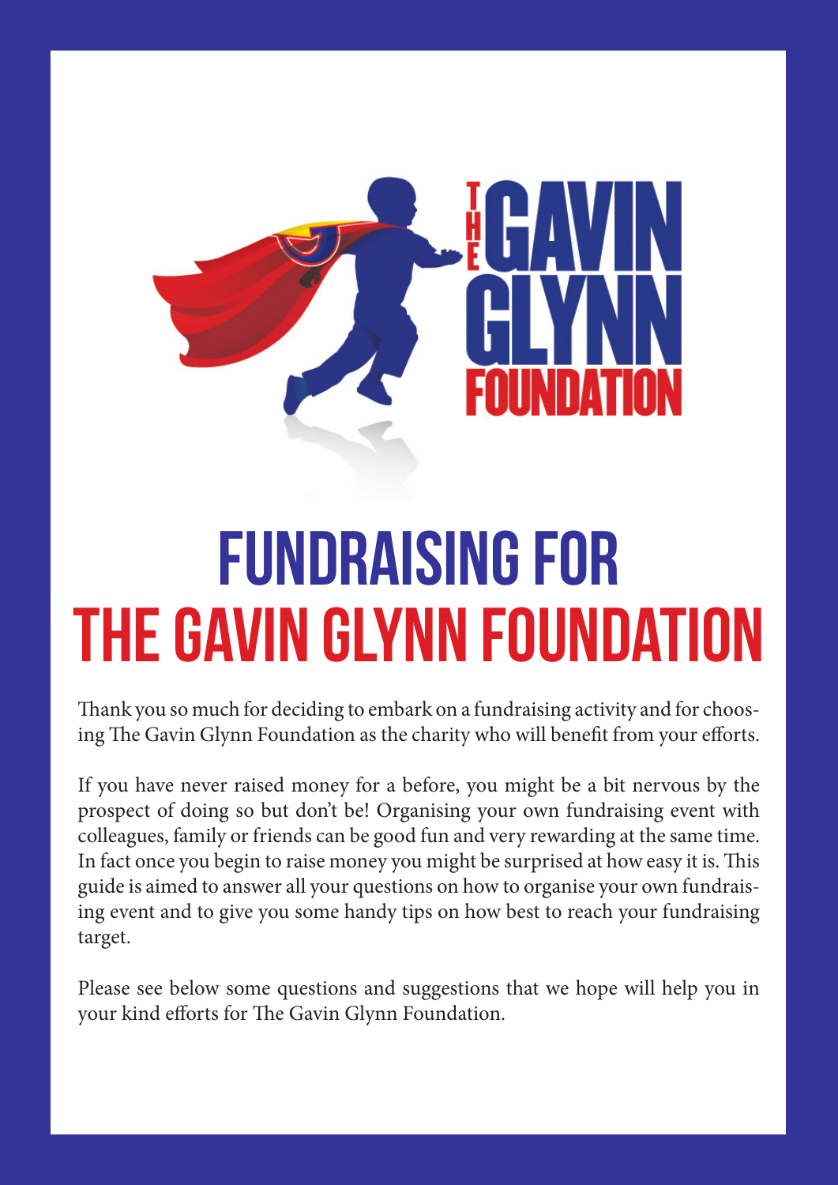# FUNDRAISING FOR THE GAVIN GLYNN FOUNDATION

Thank you so much for deciding to embark on a fundraising activity and for choosing The Gavin Glynn Foundation as the charity who will benefit from your efforts.

If you have never raised money for a before, you might be a bit nervous by the prospect of doing so but don't be! Organising your own fundraising event with colleagues, family or friends can be good fun and very rewarding at the same time. In fact once you begin to raise money you might be surprised at how easy it is. This guide is aimed to answer all your questions on how to organise your own fundraising event and to give you some handy tips on how best to reach your fundraising target.

Please see below some questions and suggestions that we hope will help you in your kind efforts for The Gavin Glynn Foundation.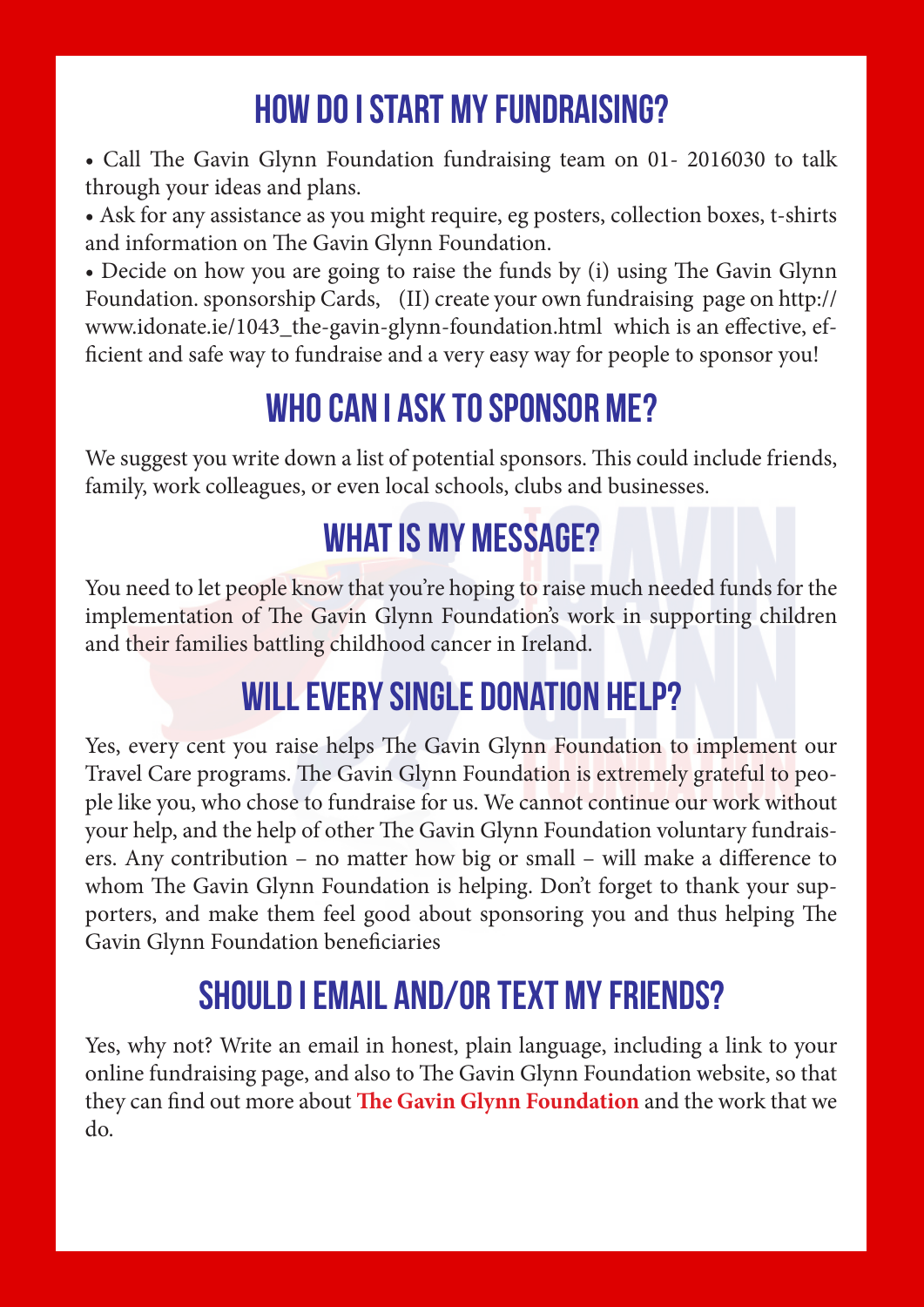## HOW DO I START MY FUNDRAISING?

- Call The Gavin Glynn Foundation fundraising team on 01- 2016030 to talk through your ideas and plans.
- Ask for any assistance as you might require, eg posters, collection boxes, t-shirts and information on The Gavin Glynn Foundation.
- Decide on how you are going to raise the funds by (i) using The Gavin Glynn Foundation. sponsorship Cards, (II) create your own fundraising page on http://www.idonate.ie/1043_the-gavin-glynn-foundation.html which is an effective, efficient and safe way to fundraise and a very easy way for people to sponsor you!

## WHO CAN I ASK TO SPONSOR ME?

We suggest you write down a list of potential sponsors. This could include friends, family, work colleagues, or even local schools, clubs and businesses.

## WHAT IS MY MESSAGE?

You need to let people know that you're hoping to raise much needed funds for the implementation of The Gavin Glynn Foundation's work in supporting children and their families battling childhood cancer in Ireland.

## WILL EVERY SINGLE DONATION HELP?

Yes, every cent you raise helps The Gavin Glynn Foundation to implement our Travel Care programs. The Gavin Glynn Foundation is extremely grateful to people like you, who chose to fundraise for us. We cannot continue our work without your help, and the help of other The Gavin Glynn Foundation voluntary fundraisers. Any contribution – no matter how big or small – will make a difference to whom The Gavin Glynn Foundation is helping. Don't forget to thank your supporters, and make them feel good about sponsoring you and thus helping The Gavin Glynn Foundation beneficiaries

## SHOULD I EMAIL AND/OR TEXT MY FRIENDS?

Yes, why not? Write an email in honest, plain language, including a link to your online fundraising page, and also to The Gavin Glynn Foundation website, so that they can find out more about **The Gavin Glynn Foundation** and the work that we do.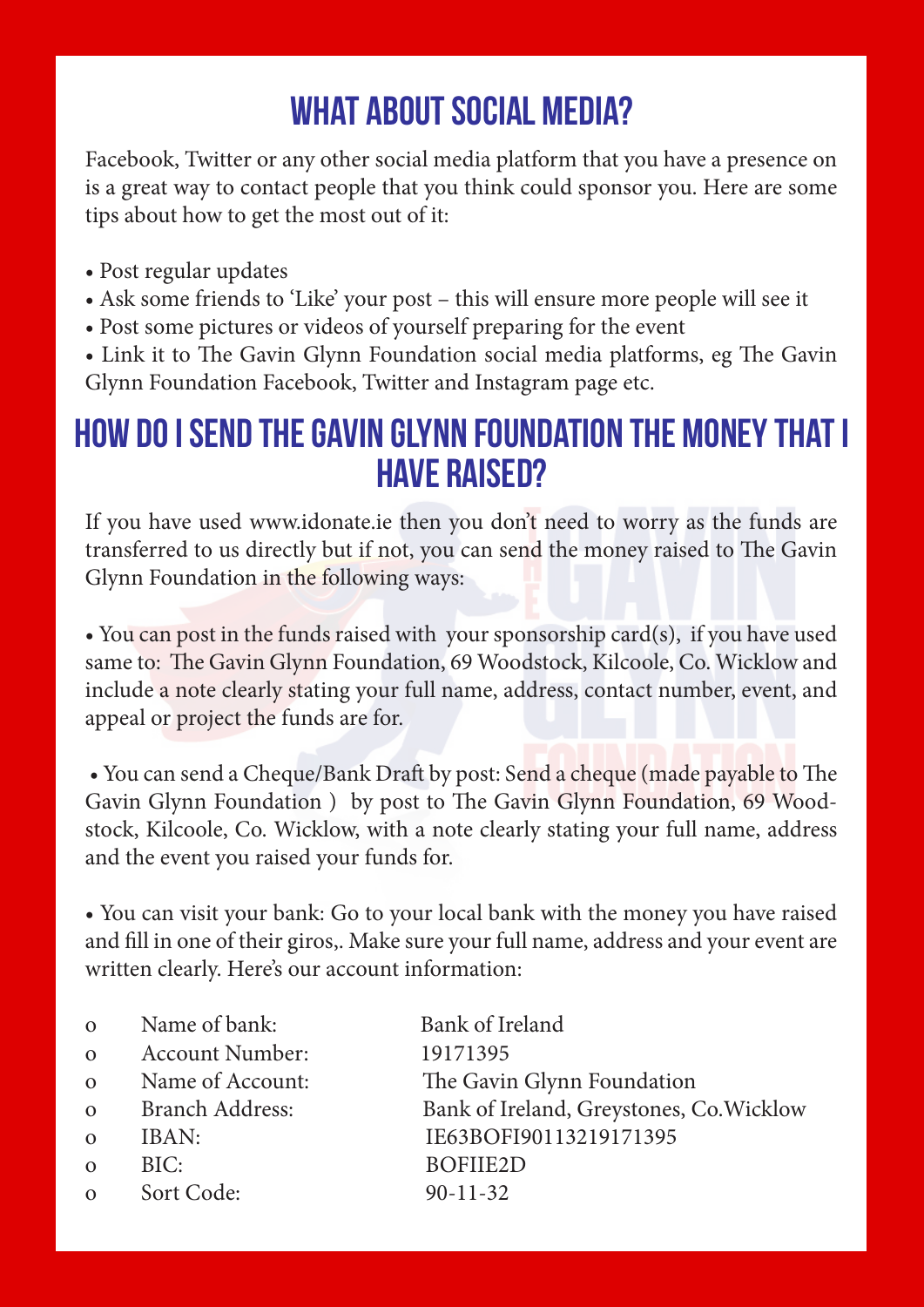## WHAT ABOUT SOCIAL MEDIA?

Facebook, Twitter or any other social media platform that you have a presence on is a great way to contact people that you think could sponsor you. Here are some tips about how to get the most out of it:

- Post regular updates
- Ask some friends to 'Like' your post – this will ensure more people will see it
- Post some pictures or videos of yourself preparing for the event
- Link it to The Gavin Glynn Foundation social media platforms, eg The Gavin Glynn Foundation Facebook, Twitter and Instagram page etc.

## HOW DO I SEND THE GAVIN GLYNN FOUNDATION THE MONEY THAT I HAVE RAISED?

If you have used www.idonate.ie then you don't need to worry as the funds are transferred to us directly but if not, you can send the money raised to The Gavin Glynn Foundation in the following ways:

- You can post in the funds raised with your sponsorship card(s), if you have used same to: The Gavin Glynn Foundation, 69 Woodstock, Kilcoole, Co. Wicklow and include a note clearly stating your full name, address, contact number, event, and appeal or project the funds are for.

- You can send a Cheque/Bank Draft by post: Send a cheque (made payable to The Gavin Glynn Foundation ) by post to The Gavin Glynn Foundation, 69 Woodstock, Kilcoole, Co. Wicklow, with a note clearly stating your full name, address and the event you raised your funds for.

- You can visit your bank: Go to your local bank with the money you have raised and fill in one of their giros,. Make sure your full name, address and your event are written clearly. Here's our account information:

  - Name of bank: Bank of Ireland
  - Account Number: 19171395
  - Name of Account: The Gavin Glynn Foundation
  - Branch Address: Bank of Ireland, Greystones, Co.Wicklow
  - IBAN: IE63BOFI90113219171395
  - BIC: BOFIIE2D
  - Sort Code: 90-11-32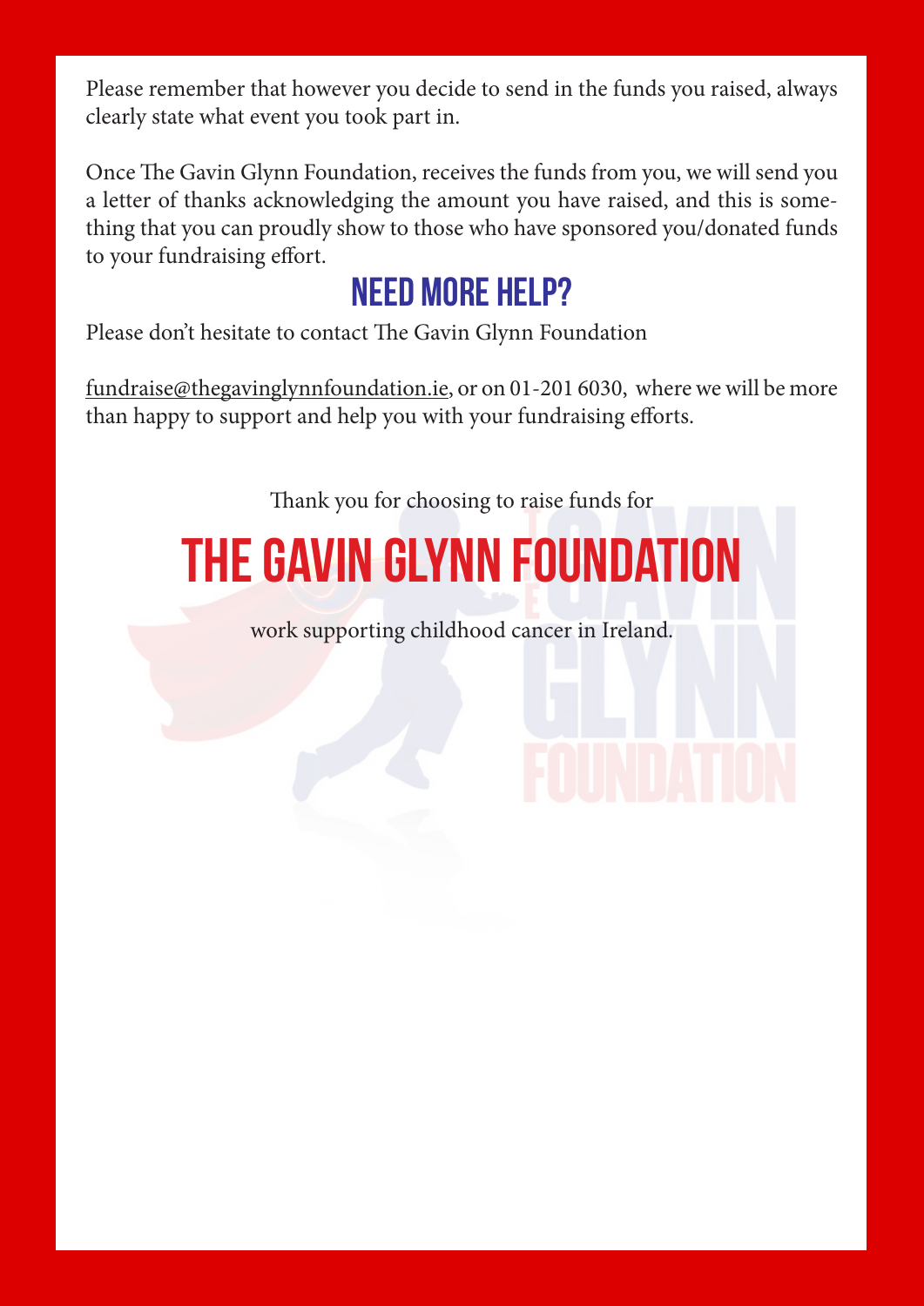Please remember that however you decide to send in the funds you raised, always clearly state what event you took part in.

Once The Gavin Glynn Foundation, receives the funds from you, we will send you a letter of thanks acknowledging the amount you have raised, and this is something that you can proudly show to those who have sponsored you/donated funds to your fundraising effort.

## NEED MORE HELP?

Please don't hesitate to contact The Gavin Glynn Foundation

fundraise@thegavinglynnfoundation.ie, or on 01-201 6030, where we will be more than happy to support and help you with your fundraising efforts.

Thank you for choosing to raise funds for

# THE GAVIN GLYNN FOUNDATION

work supporting childhood cancer in Ireland.